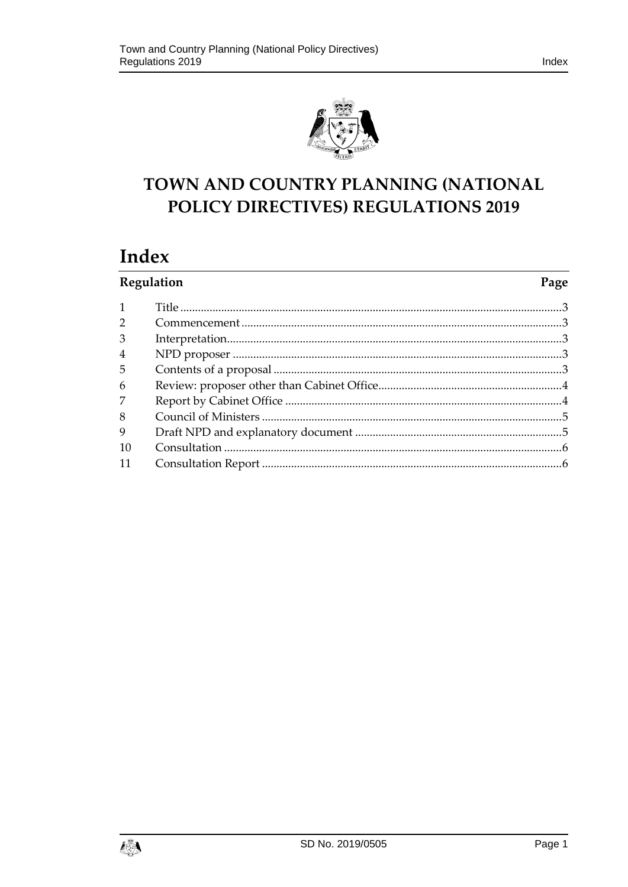# TOWN AND COUNTRY PLANNING (NATIONAL POLICY DIRECTIVES) REGULATIONS 2019

## Index

| Regulation | | Page |
|---|---|---|
| 1 | Title | 3 |
| 2 | Commencement | 3 |
| 3 | Interpretation | 3 |
| 4 | NPD proposer | 3 |
| 5 | Contents of a proposal | 3 |
| 6 | Review: proposer other than Cabinet Office | 4 |
| 7 | Report by Cabinet Office | 4 |
| 8 | Council of Ministers | 5 |
| 9 | Draft NPD and explanatory document | 5 |
| 10 | Consultation | 6 |
| 11 | Consultation Report | 6 |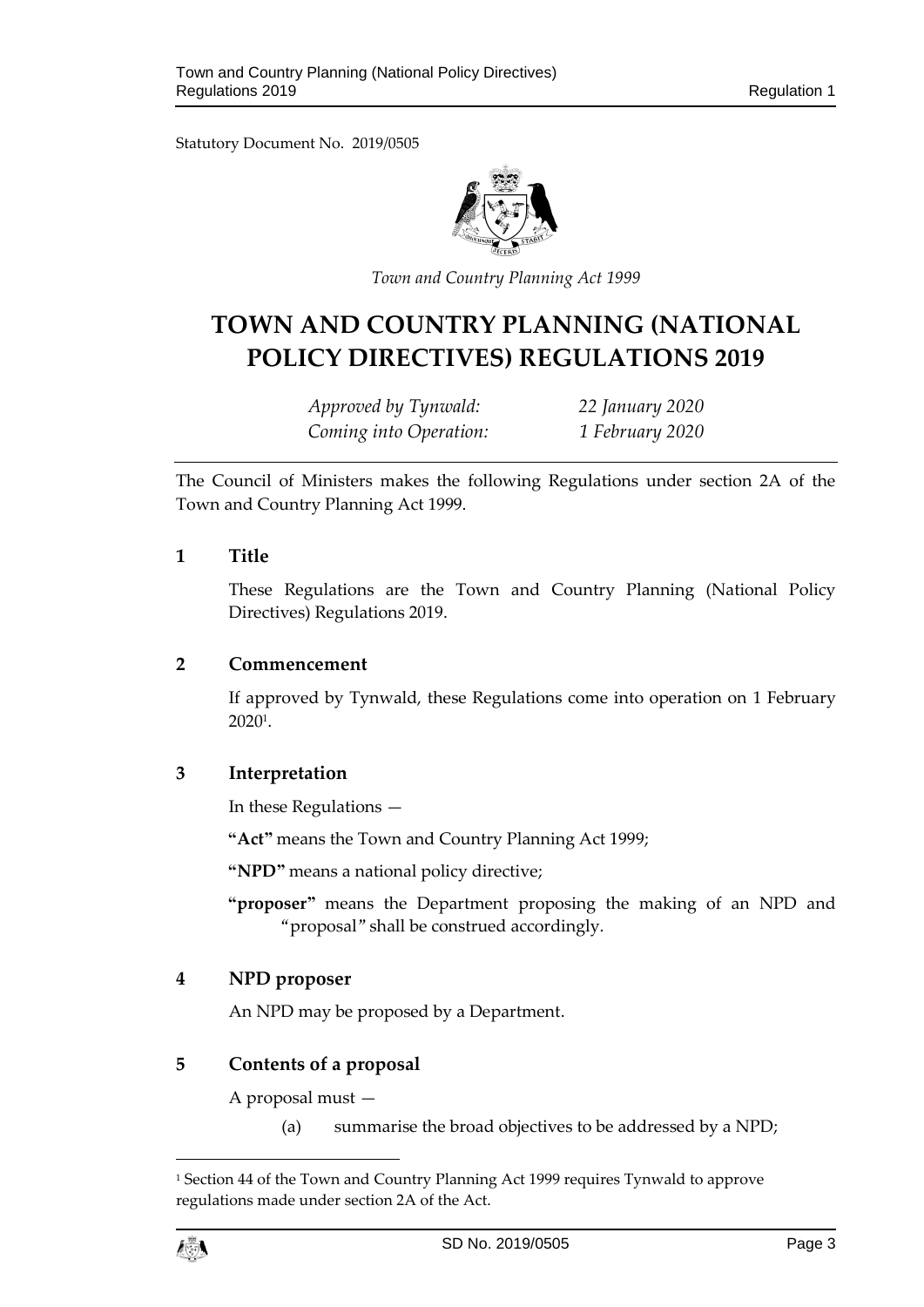Statutory Document No. 2019/0505

*Town and Country Planning Act 1999*

# TOWN AND COUNTRY PLANNING (NATIONAL POLICY DIRECTIVES) REGULATIONS 2019

*Approved by Tynwald:* *22 January 2020*
*Coming into Operation:* *1 February 2020*

The Council of Ministers makes the following Regulations under section 2A of the Town and Country Planning Act 1999.

## 1 Title

These Regulations are the Town and Country Planning (National Policy Directives) Regulations 2019.

## 2 Commencement

If approved by Tynwald, these Regulations come into operation on 1 February 2020[1].

## 3 Interpretation

In these Regulations —

**"Act"** means the Town and Country Planning Act 1999;

**"NPD"** means a national policy directive;

**"proposer"** means the Department proposing the making of an NPD and "proposal" shall be construed accordingly.

## 4 NPD proposer

An NPD may be proposed by a Department.

## 5 Contents of a proposal

A proposal must —

(a) summarise the broad objectives to be addressed by a NPD;

[1] Section 44 of the Town and Country Planning Act 1999 requires Tynwald to approve regulations made under section 2A of the Act.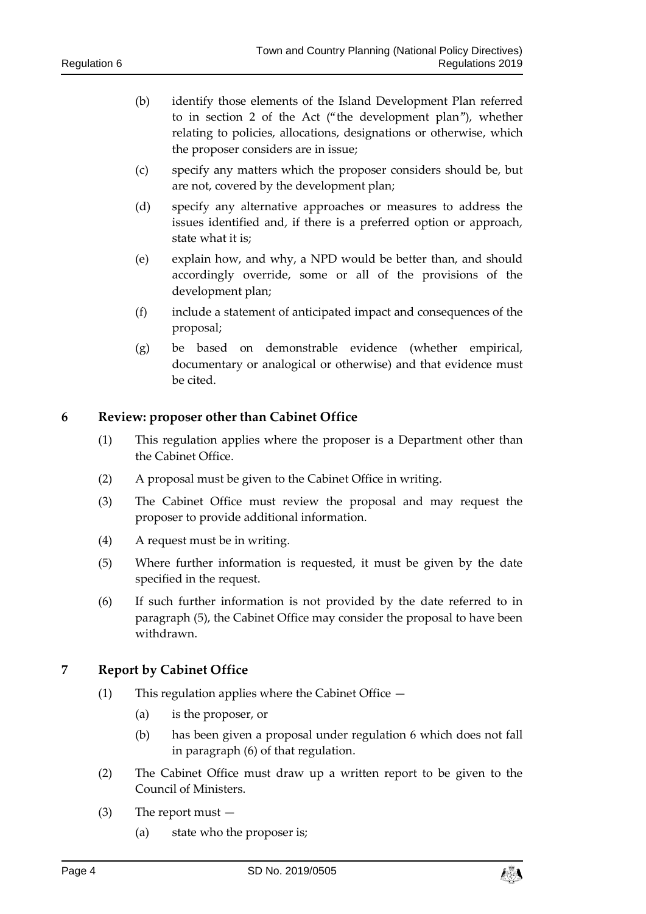(b) identify those elements of the Island Development Plan referred to in section 2 of the Act ("the development plan"), whether relating to policies, allocations, designations or otherwise, which the proposer considers are in issue;

(c) specify any matters which the proposer considers should be, but are not, covered by the development plan;

(d) specify any alternative approaches or measures to address the issues identified and, if there is a preferred option or approach, state what it is;

(e) explain how, and why, a NPD would be better than, and should accordingly override, some or all of the provisions of the development plan;

(f) include a statement of anticipated impact and consequences of the proposal;

(g) be based on demonstrable evidence (whether empirical, documentary or analogical or otherwise) and that evidence must be cited.

## 6 Review: proposer other than Cabinet Office

(1) This regulation applies where the proposer is a Department other than the Cabinet Office.

(2) A proposal must be given to the Cabinet Office in writing.

(3) The Cabinet Office must review the proposal and may request the proposer to provide additional information.

(4) A request must be in writing.

(5) Where further information is requested, it must be given by the date specified in the request.

(6) If such further information is not provided by the date referred to in paragraph (5), the Cabinet Office may consider the proposal to have been withdrawn.

## 7 Report by Cabinet Office

(1) This regulation applies where the Cabinet Office —

(a) is the proposer, or

(b) has been given a proposal under regulation 6 which does not fall in paragraph (6) of that regulation.

(2) The Cabinet Office must draw up a written report to be given to the Council of Ministers.

(3) The report must —

(a) state who the proposer is;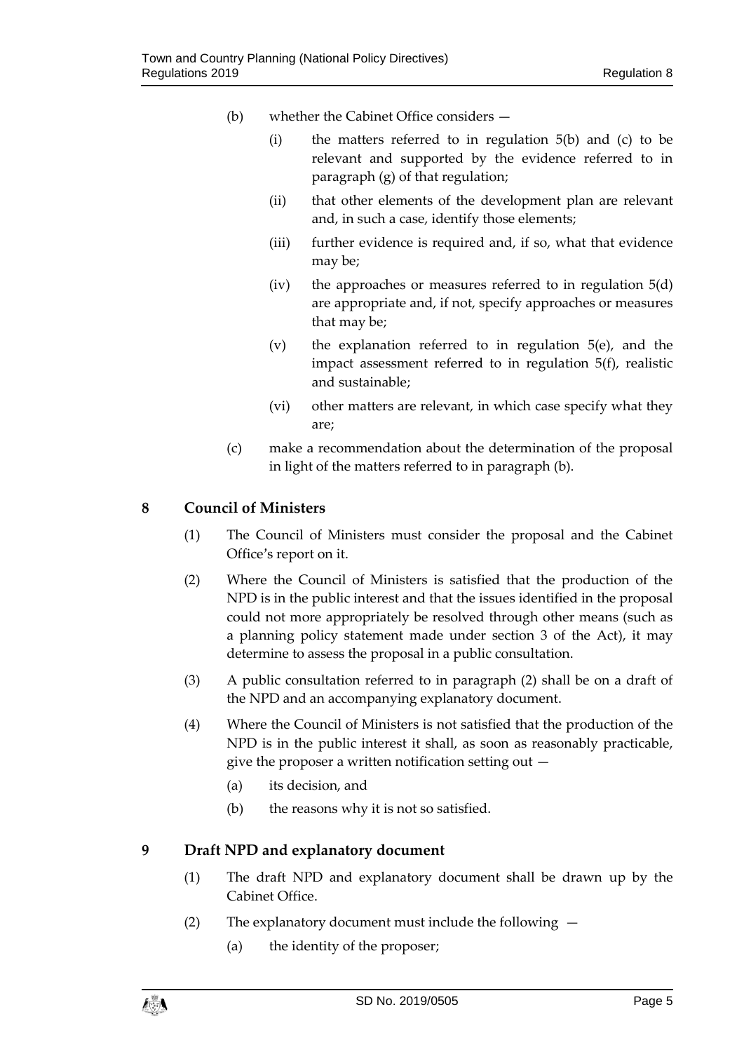(b) whether the Cabinet Office considers —

   (i) the matters referred to in regulation 5(b) and (c) to be relevant and supported by the evidence referred to in paragraph (g) of that regulation;

   (ii) that other elements of the development plan are relevant and, in such a case, identify those elements;

   (iii) further evidence is required and, if so, what that evidence may be;

   (iv) the approaches or measures referred to in regulation 5(d) are appropriate and, if not, specify approaches or measures that may be;

   (v) the explanation referred to in regulation 5(e), and the impact assessment referred to in regulation 5(f), realistic and sustainable;

   (vi) other matters are relevant, in which case specify what they are;

(c) make a recommendation about the determination of the proposal in light of the matters referred to in paragraph (b).

## 8 Council of Ministers

(1) The Council of Ministers must consider the proposal and the Cabinet Office's report on it.

(2) Where the Council of Ministers is satisfied that the production of the NPD is in the public interest and that the issues identified in the proposal could not more appropriately be resolved through other means (such as a planning policy statement made under section 3 of the Act), it may determine to assess the proposal in a public consultation.

(3) A public consultation referred to in paragraph (2) shall be on a draft of the NPD and an accompanying explanatory document.

(4) Where the Council of Ministers is not satisfied that the production of the NPD is in the public interest it shall, as soon as reasonably practicable, give the proposer a written notification setting out —

   (a) its decision, and

   (b) the reasons why it is not so satisfied.

## 9 Draft NPD and explanatory document

(1) The draft NPD and explanatory document shall be drawn up by the Cabinet Office.

(2) The explanatory document must include the following —

   (a) the identity of the proposer;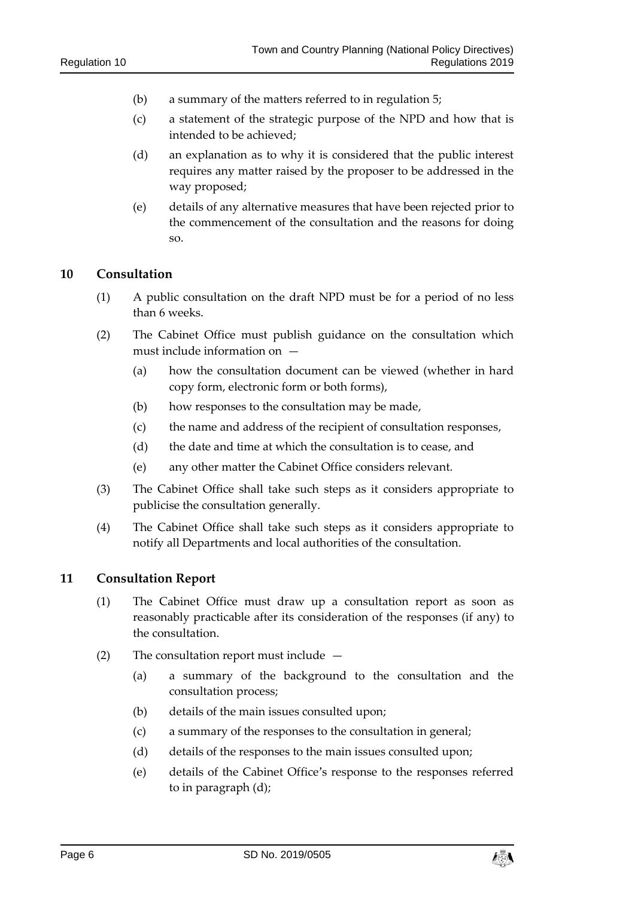(b) a summary of the matters referred to in regulation 5;

(c) a statement of the strategic purpose of the NPD and how that is intended to be achieved;

(d) an explanation as to why it is considered that the public interest requires any matter raised by the proposer to be addressed in the way proposed;

(e) details of any alternative measures that have been rejected prior to the commencement of the consultation and the reasons for doing so.

## 10 Consultation

(1) A public consultation on the draft NPD must be for a period of no less than 6 weeks.

(2) The Cabinet Office must publish guidance on the consultation which must include information on —

(a) how the consultation document can be viewed (whether in hard copy form, electronic form or both forms),

(b) how responses to the consultation may be made,

(c) the name and address of the recipient of consultation responses,

(d) the date and time at which the consultation is to cease, and

(e) any other matter the Cabinet Office considers relevant.

(3) The Cabinet Office shall take such steps as it considers appropriate to publicise the consultation generally.

(4) The Cabinet Office shall take such steps as it considers appropriate to notify all Departments and local authorities of the consultation.

## 11 Consultation Report

(1) The Cabinet Office must draw up a consultation report as soon as reasonably practicable after its consideration of the responses (if any) to the consultation.

(2) The consultation report must include —

(a) a summary of the background to the consultation and the consultation process;

(b) details of the main issues consulted upon;

(c) a summary of the responses to the consultation in general;

(d) details of the responses to the main issues consulted upon;

(e) details of the Cabinet Office's response to the responses referred to in paragraph (d);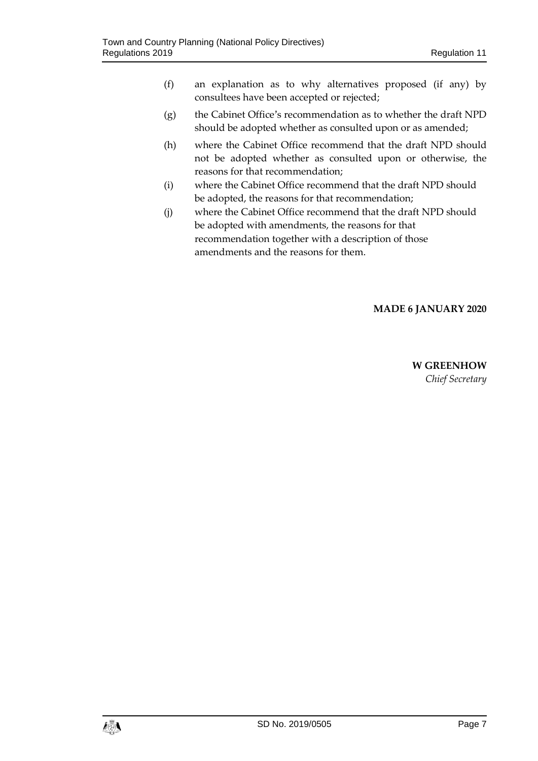(f) an explanation as to why alternatives proposed (if any) by consultees have been accepted or rejected;

(g) the Cabinet Office's recommendation as to whether the draft NPD should be adopted whether as consulted upon or as amended;

(h) where the Cabinet Office recommend that the draft NPD should not be adopted whether as consulted upon or otherwise, the reasons for that recommendation;

(i) where the Cabinet Office recommend that the draft NPD should be adopted, the reasons for that recommendation;

(j) where the Cabinet Office recommend that the draft NPD should be adopted with amendments, the reasons for that recommendation together with a description of those amendments and the reasons for them.

**MADE 6 JANUARY 2020**

**W GREENHOW**
*Chief Secretary*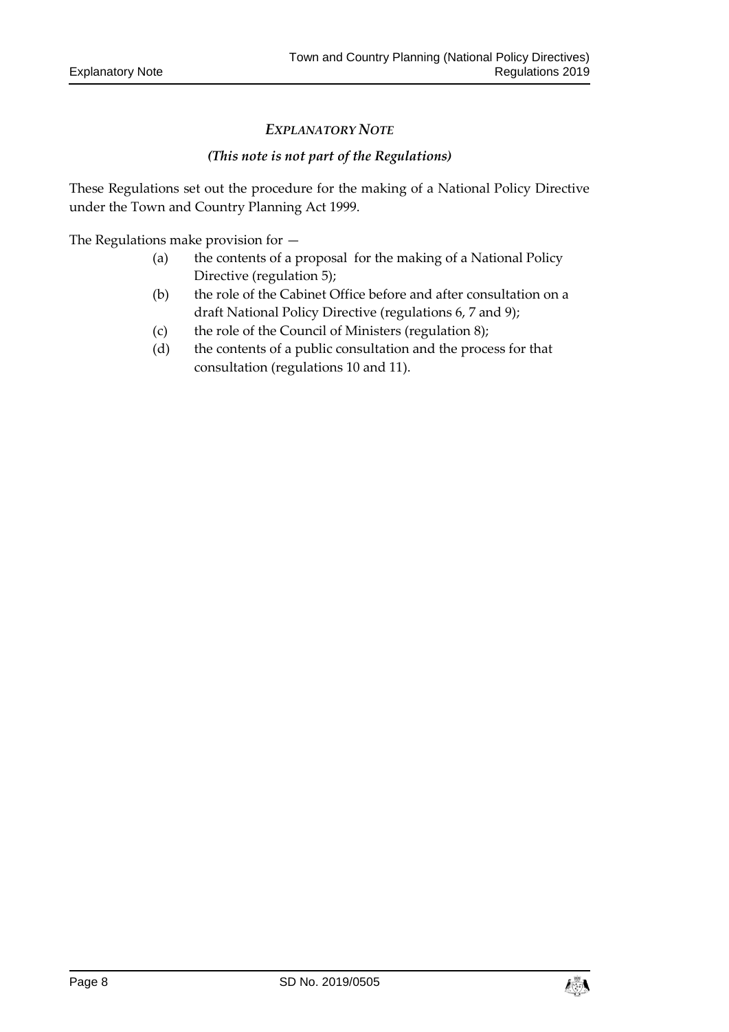## *EXPLANATORY NOTE*

***(This note is not part of the Regulations)***

These Regulations set out the procedure for the making of a National Policy Directive under the Town and Country Planning Act 1999.

The Regulations make provision for —

(a) the contents of a proposal for the making of a National Policy Directive (regulation 5);

(b) the role of the Cabinet Office before and after consultation on a draft National Policy Directive (regulations 6, 7 and 9);

(c) the role of the Council of Ministers (regulation 8);

(d) the contents of a public consultation and the process for that consultation (regulations 10 and 11).